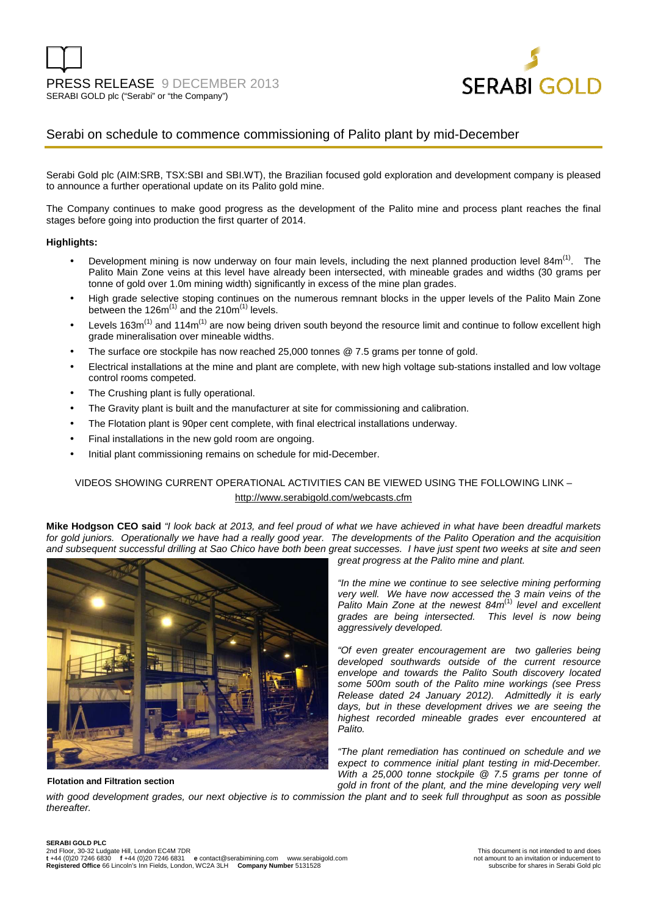PRESS RELEASE 9 DECEMBER 2013

SERABI GOLD plc ("Serabi" or "the Company")

# Serabi on schedule to commence commissioning of Palito plant by mid-December

Serabi Gold plc (AIM:SRB, TSX:SBI and SBI.WT), the Brazilian focused gold exploration and development company is pleased to announce a further operational update on its Palito gold mine.

The Company continues to make good progress as the development of the Palito mine and process plant reaches the final stages before going into production the first quarter of 2014.

**Highlights:**

- Development mining is now underway on four main levels, including the next planned production level 84m[1]. The Palito Main Zone veins at this level have already been intersected, with mineable grades and widths (30 grams per tonne of gold over 1.0m mining width) significantly in excess of the mine plan grades.
- High grade selective stoping continues on the numerous remnant blocks in the upper levels of the Palito Main Zone between the 126m[1] and the 210m[1] levels.
- Levels 163m[1] and 114m[1] are now being driven south beyond the resource limit and continue to follow excellent high grade mineralisation over mineable widths.
- The surface ore stockpile has now reached 25,000 tonnes @ 7.5 grams per tonne of gold.
- Electrical installations at the mine and plant are complete, with new high voltage sub-stations installed and low voltage control rooms competed.
- The Crushing plant is fully operational.
- The Gravity plant is built and the manufacturer at site for commissioning and calibration.
- The Flotation plant is 90per cent complete, with final electrical installations underway.
- Final installations in the new gold room are ongoing.
- Initial plant commissioning remains on schedule for mid-December.

VIDEOS SHOWING CURRENT OPERATIONAL ACTIVITIES CAN BE VIEWED USING THE FOLLOWING LINK – http://www.serabigold.com/webcasts.cfm

**Mike Hodgson CEO said** *"I look back at 2013, and feel proud of what we have achieved in what have been dreadful markets for gold juniors. Operationally we have had a really good year. The developments of the Palito Operation and the acquisition and subsequent successful drilling at Sao Chico have both been great successes. I have just spent two weeks at site and seen great progress at the Palito mine and plant.*

*"In the mine we continue to see selective mining performing very well. We have now accessed the 3 main veins of the Palito Main Zone at the newest 84m[1] level and excellent grades are being intersected. This level is now being aggressively developed.*

*"Of even greater encouragement are two galleries being developed southwards outside of the current resource envelope and towards the Palito South discovery located some 500m south of the Palito mine workings (see Press Release dated 24 January 2012). Admittedly it is early days, but in these development drives we are seeing the highest recorded mineable grades ever encountered at Palito.*

*"The plant remediation has continued on schedule and we expect to commence initial plant testing in mid-December. With a 25,000 tonne stockpile @ 7.5 grams per tonne of gold in front of the plant, and the mine developing very well with good development grades, our next objective is to commission the plant and to seek full throughput as soon as possible thereafter.*

**Flotation and Filtration section**

**SERABI GOLD PLC**
2nd Floor, 30-32 Ludgate Hill, London EC4M 7DR
**t** +44 (0)20 7246 6830 **f** +44 (0)20 7246 6831 **e** contact@serabimining.com www.serabigold.com
**Registered Office** 66 Lincoln's Inn Fields, London, WC2A 3LH **Company Number** 5131528

This document is not intended to and does not amount to an invitation or inducement to subscribe for shares in Serabi Gold plc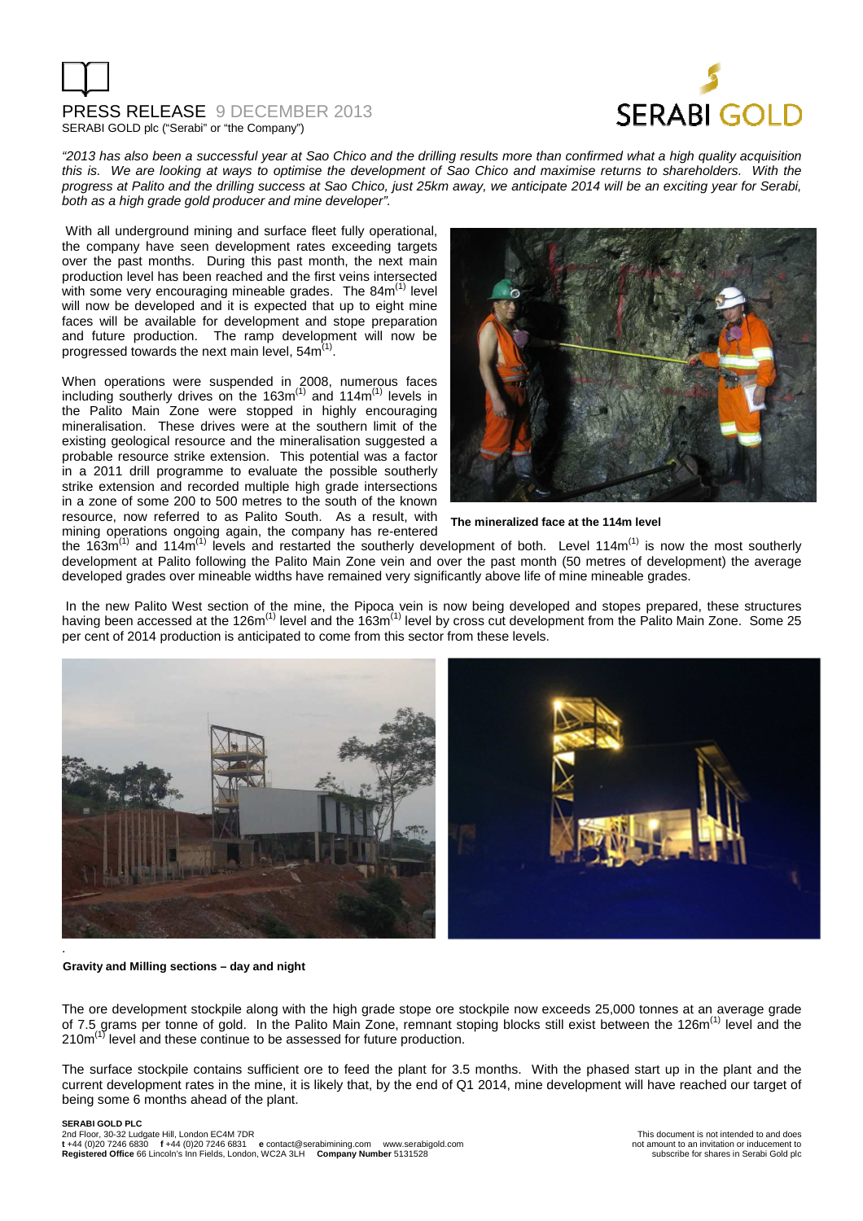*"2013 has also been a successful year at Sao Chico and the drilling results more than confirmed what a high quality acquisition this is. We are looking at ways to optimise the development of Sao Chico and maximise returns to shareholders. With the progress at Palito and the drilling success at Sao Chico, just 25km away, we anticipate 2014 will be an exciting year for Serabi, both as a high grade gold producer and mine developer".*

With all underground mining and surface fleet fully operational, the company have seen development rates exceeding targets over the past months. During this past month, the next main production level has been reached and the first veins intersected with some very encouraging mineable grades. The 84m[1] level will now be developed and it is expected that up to eight mine faces will be available for development and stope preparation and future production. The ramp development will now be progressed towards the next main level, 54m[1].

When operations were suspended in 2008, numerous faces including southerly drives on the 163m[1] and 114m[1] levels in the Palito Main Zone were stopped in highly encouraging mineralisation. These drives were at the southern limit of the existing geological resource and the mineralisation suggested a probable resource strike extension. This potential was a factor in a 2011 drill programme to evaluate the possible southerly strike extension and recorded multiple high grade intersections in a zone of some 200 to 500 metres to the south of the known resource, now referred to as Palito South. As a result, with mining operations ongoing again, the company has re-entered the 163m[1] and 114m[1] levels and restarted the southerly development of both. Level 114m[1] is now the most southerly development at Palito following the Palito Main Zone vein and over the past month (50 metres of development) the average developed grades over mineable widths have remained very significantly above life of mine mineable grades.

**The mineralized face at the 114m level**

In the new Palito West section of the mine, the Pipoca vein is now being developed and stopes prepared, these structures having been accessed at the 126m[1] level and the 163m[1] level by cross cut development from the Palito Main Zone. Some 25 per cent of 2014 production is anticipated to come from this sector from these levels.

**Gravity and Milling sections – day and night**

The ore development stockpile along with the high grade stope ore stockpile now exceeds 25,000 tonnes at an average grade of 7.5 grams per tonne of gold. In the Palito Main Zone, remnant stoping blocks still exist between the 126m[1] level and the 210m[1] level and these continue to be assessed for future production.

The surface stockpile contains sufficient ore to feed the plant for 3.5 months. With the phased start up in the plant and the current development rates in the mine, it is likely that, by the end of Q1 2014, mine development will have reached our target of being some 6 months ahead of the plant.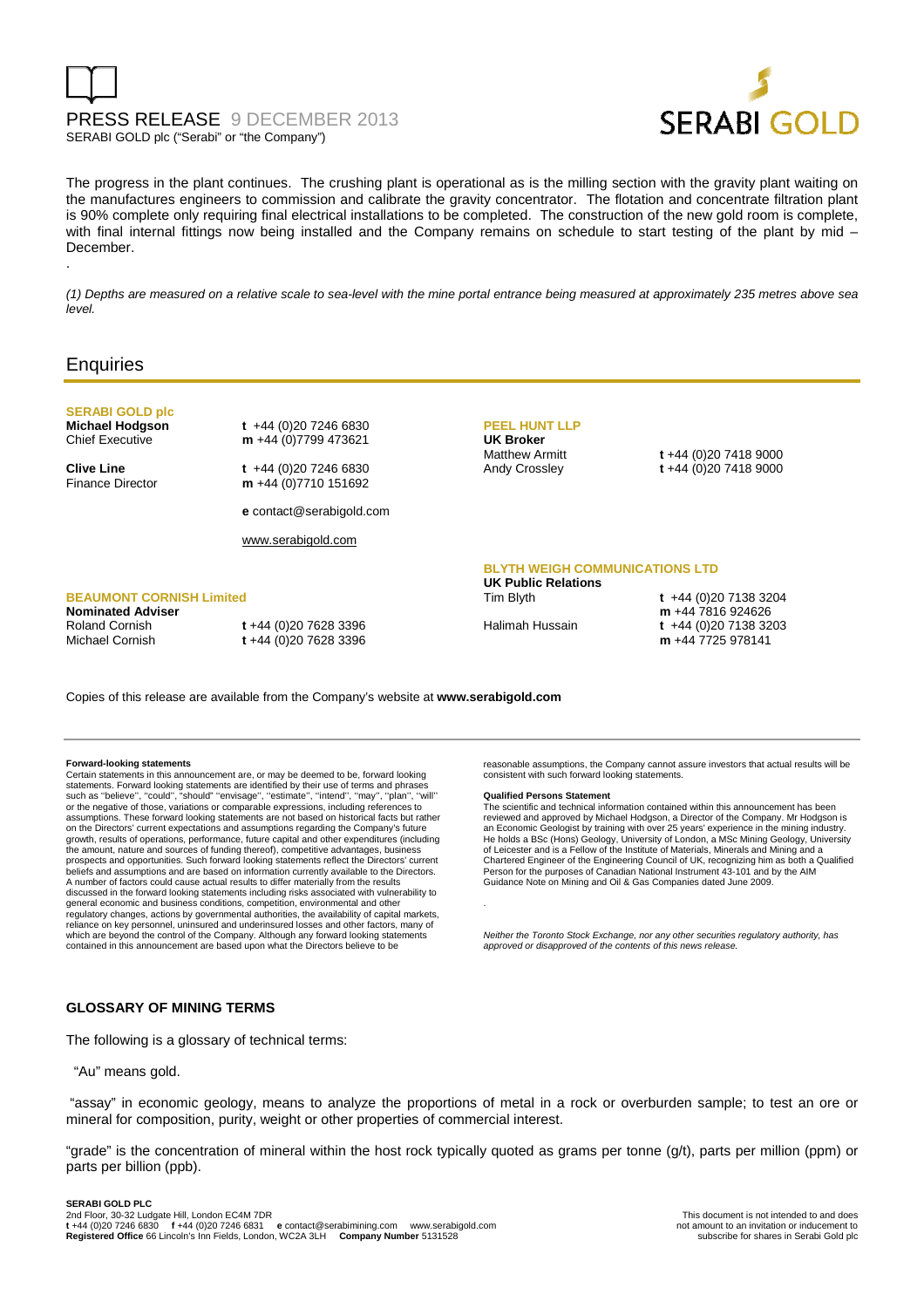The progress in the plant continues. The crushing plant is operational as is the milling section with the gravity plant waiting on the manufactures engineers to commission and calibrate the gravity concentrator. The flotation and concentrate filtration plant is 90% complete only requiring final electrical installations to be completed. The construction of the new gold room is complete, with final internal fittings now being installed and the Company remains on schedule to start testing of the plant by mid – December.

.

*(1) Depths are measured on a relative scale to sea-level with the mine portal entrance being measured at approximately 235 metres above sea level.*

## Enquiries

**SERABI GOLD plc**

**Michael Hodgson** — Chief Executive
**t** +44 (0)20 7246 6830
**m** +44 (0)7799 473621

**Clive Line** — Finance Director
**t** +44 (0)20 7246 6830
**m** +44 (0)7710 151692

**e** contact@serabigold.com

www.serabigold.com

**BEAUMONT CORNISH Limited**
**Nominated Adviser**
Roland Cornish **t** +44 (0)20 7628 3396
Michael Cornish **t** +44 (0)20 7628 3396

**PEEL HUNT LLP**
**UK Broker**
Matthew Armitt **t** +44 (0)20 7418 9000
Andy Crossley **t** +44 (0)20 7418 9000

**BLYTH WEIGH COMMUNICATIONS LTD**
**UK Public Relations**
Tim Blyth **t** +44 (0)20 7138 3204 **m** +44 7816 924626
Halimah Hussain **t** +44 (0)20 7138 3203 **m** +44 7725 978141

Copies of this release are available from the Company's website at **www.serabigold.com**

**Forward-looking statements**

Certain statements in this announcement are, or may be deemed to be, forward looking statements. Forward looking statements are identified by their use of terms and phrases such as ''believe'', ''could'', "should" ''envisage'', ''estimate'', ''intend'', ''may'', ''plan'', ''will'' or the negative of those, variations or comparable expressions, including references to assumptions. These forward looking statements are not based on historical facts but rather on the Directors' current expectations and assumptions regarding the Company's future growth, results of operations, performance, future capital and other expenditures (including the amount, nature and sources of funding thereof), competitive advantages, business prospects and opportunities. Such forward looking statements reflect the Directors' current beliefs and assumptions and are based on information currently available to the Directors. A number of factors could cause actual results to differ materially from the results discussed in the forward looking statements including risks associated with vulnerability to general economic and business conditions, competition, environmental and other regulatory changes, actions by governmental authorities, the availability of capital markets, reliance on key personnel, uninsured and underinsured losses and other factors, many of which are beyond the control of the Company. Although any forward looking statements contained in this announcement are based upon what the Directors believe to be reasonable assumptions, the Company cannot assure investors that actual results will be consistent with such forward looking statements.

**Qualified Persons Statement**

The scientific and technical information contained within this announcement has been reviewed and approved by Michael Hodgson, a Director of the Company. Mr Hodgson is an Economic Geologist by training with over 25 years' experience in the mining industry. He holds a BSc (Hons) Geology, University of London, a MSc Mining Geology, University of Leicester and is a Fellow of the Institute of Materials, Minerals and Mining and a Chartered Engineer of the Engineering Council of UK, recognizing him as both a Qualified Person for the purposes of Canadian National Instrument 43-101 and by the AIM Guidance Note on Mining and Oil & Gas Companies dated June 2009.

.

*Neither the Toronto Stock Exchange, nor any other securities regulatory authority, has approved or disapproved of the contents of this news release.*

### GLOSSARY OF MINING TERMS

The following is a glossary of technical terms:

"Au" means gold.

"assay" in economic geology, means to analyze the proportions of metal in a rock or overburden sample; to test an ore or mineral for composition, purity, weight or other properties of commercial interest.

"grade" is the concentration of mineral within the host rock typically quoted as grams per tonne (g/t), parts per million (ppm) or parts per billion (ppb).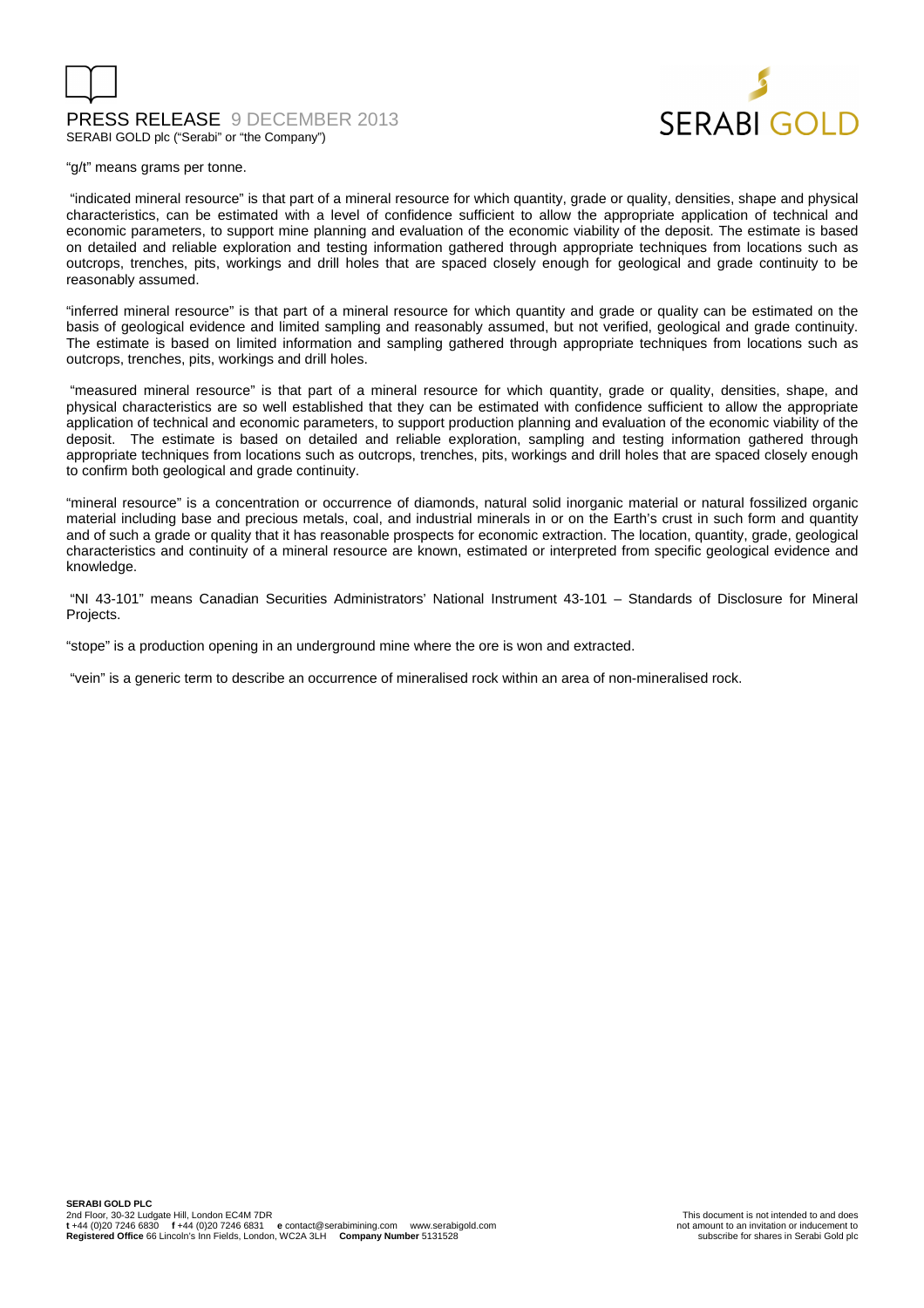"g/t" means grams per tonne.

"indicated mineral resource" is that part of a mineral resource for which quantity, grade or quality, densities, shape and physical characteristics, can be estimated with a level of confidence sufficient to allow the appropriate application of technical and economic parameters, to support mine planning and evaluation of the economic viability of the deposit. The estimate is based on detailed and reliable exploration and testing information gathered through appropriate techniques from locations such as outcrops, trenches, pits, workings and drill holes that are spaced closely enough for geological and grade continuity to be reasonably assumed.

"inferred mineral resource" is that part of a mineral resource for which quantity and grade or quality can be estimated on the basis of geological evidence and limited sampling and reasonably assumed, but not verified, geological and grade continuity. The estimate is based on limited information and sampling gathered through appropriate techniques from locations such as outcrops, trenches, pits, workings and drill holes.

"measured mineral resource" is that part of a mineral resource for which quantity, grade or quality, densities, shape, and physical characteristics are so well established that they can be estimated with confidence sufficient to allow the appropriate application of technical and economic parameters, to support production planning and evaluation of the economic viability of the deposit. The estimate is based on detailed and reliable exploration, sampling and testing information gathered through appropriate techniques from locations such as outcrops, trenches, pits, workings and drill holes that are spaced closely enough to confirm both geological and grade continuity.

"mineral resource" is a concentration or occurrence of diamonds, natural solid inorganic material or natural fossilized organic material including base and precious metals, coal, and industrial minerals in or on the Earth's crust in such form and quantity and of such a grade or quality that it has reasonable prospects for economic extraction. The location, quantity, grade, geological characteristics and continuity of a mineral resource are known, estimated or interpreted from specific geological evidence and knowledge.

"NI 43-101" means Canadian Securities Administrators' National Instrument 43-101 – Standards of Disclosure for Mineral Projects.

"stope" is a production opening in an underground mine where the ore is won and extracted.

"vein" is a generic term to describe an occurrence of mineralised rock within an area of non-mineralised rock.